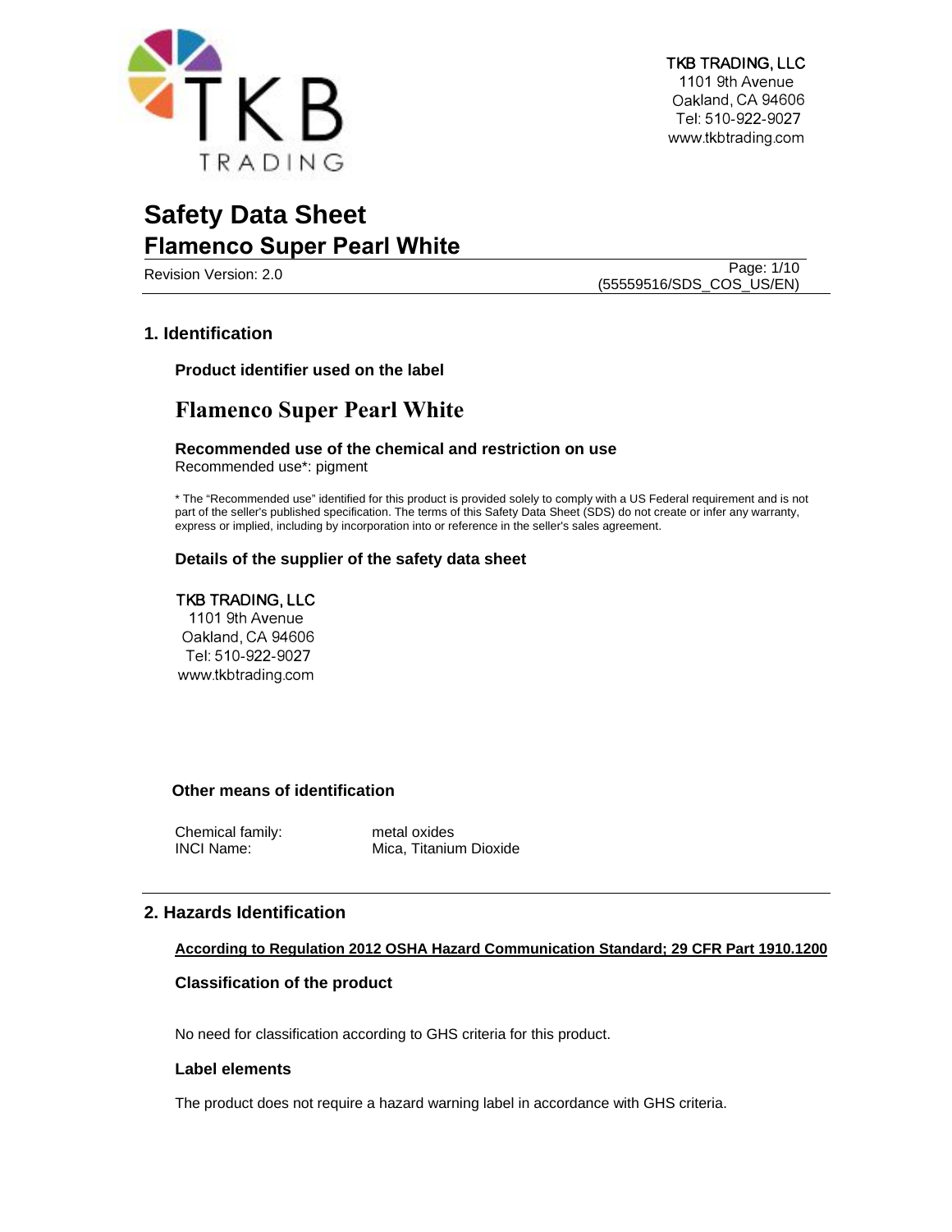TKB TRADING, LLC
1101 9th Avenue
Oakland, CA 94606
Tel: 510-922-9027
www.tkbtrading.com

# Safety Data Sheet
## Flamenco Super Pearl White

Revision Version: 2.0

(55559516/SDS_COS_US/EN)

## 1. Identification

### Product identifier used on the label

**Flamenco Super Pearl White**

### Recommended use of the chemical and restriction on use

Recommended use*: pigment

* The "Recommended use" identified for this product is provided solely to comply with a US Federal requirement and is not part of the seller's published specification. The terms of this Safety Data Sheet (SDS) do not create or infer any warranty, express or implied, including by incorporation into or reference in the seller's sales agreement.

### Details of the supplier of the safety data sheet

TKB TRADING, LLC
1101 9th Avenue
Oakland, CA 94606
Tel: 510-922-9027
www.tkbtrading.com

### Other means of identification

| | |
|---|---|
| Chemical family: | metal oxides |
| INCI Name: | Mica, Titanium Dioxide |

## 2. Hazards Identification

**According to Regulation 2012 OSHA Hazard Communication Standard; 29 CFR Part 1910.1200**

### Classification of the product

No need for classification according to GHS criteria for this product.

### Label elements

The product does not require a hazard warning label in accordance with GHS criteria.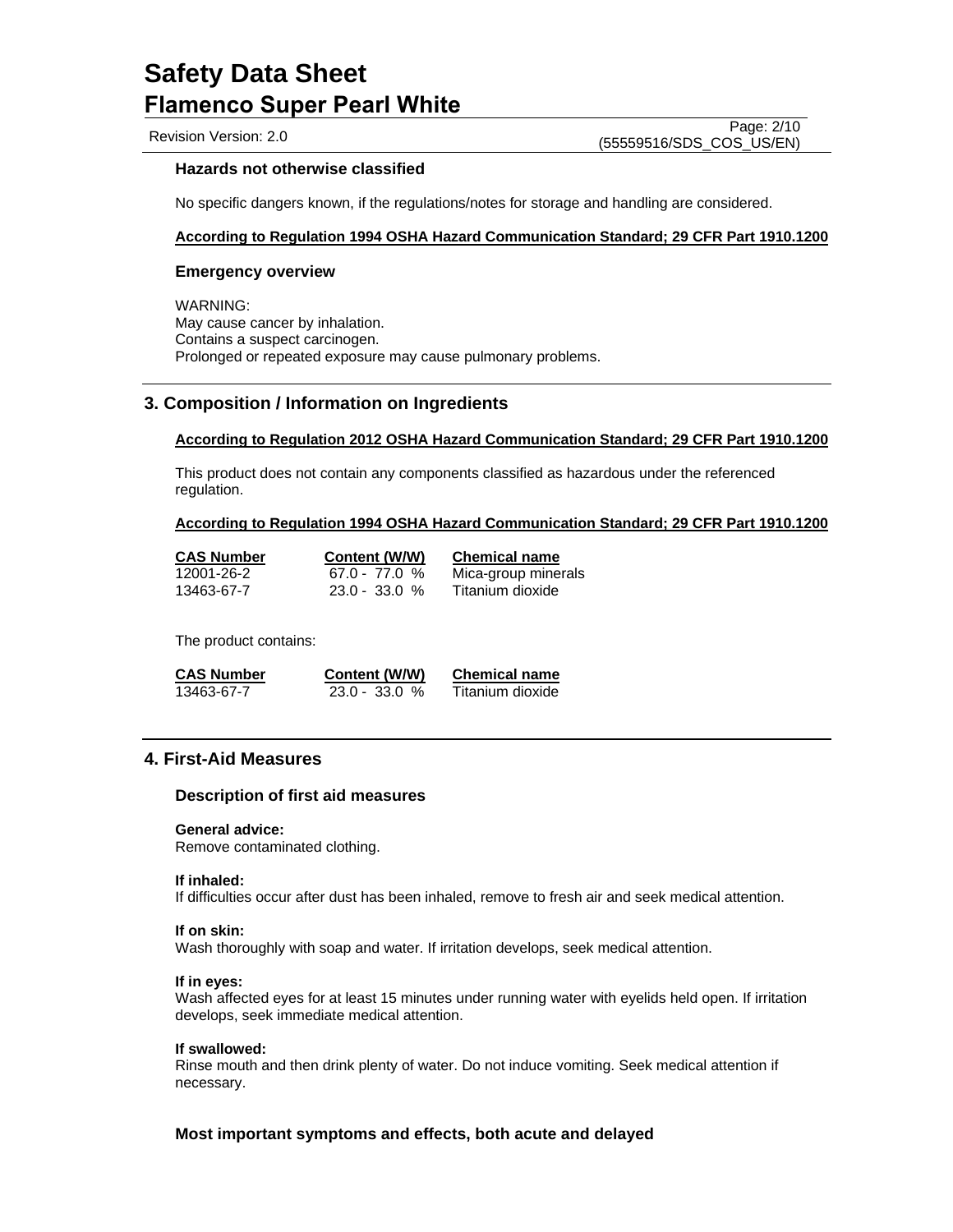### Hazards not otherwise classified

No specific dangers known, if the regulations/notes for storage and handling are considered.

**According to Regulation 1994 OSHA Hazard Communication Standard; 29 CFR Part 1910.1200**

### Emergency overview

WARNING:
May cause cancer by inhalation.
Contains a suspect carcinogen.
Prolonged or repeated exposure may cause pulmonary problems.

## 3. Composition / Information on Ingredients

**According to Regulation 2012 OSHA Hazard Communication Standard; 29 CFR Part 1910.1200**

This product does not contain any components classified as hazardous under the referenced regulation.

**According to Regulation 1994 OSHA Hazard Communication Standard; 29 CFR Part 1910.1200**

| CAS Number | Content (W/W) | Chemical name |
|---|---|---|
| 12001-26-2 | 67.0 - 77.0 % | Mica-group minerals |
| 13463-67-7 | 23.0 - 33.0 % | Titanium dioxide |

The product contains:

| CAS Number | Content (W/W) | Chemical name |
|---|---|---|
| 13463-67-7 | 23.0 - 33.0 % | Titanium dioxide |

## 4. First-Aid Measures

### Description of first aid measures

**General advice:**
Remove contaminated clothing.

**If inhaled:**
If difficulties occur after dust has been inhaled, remove to fresh air and seek medical attention.

**If on skin:**
Wash thoroughly with soap and water. If irritation develops, seek medical attention.

**If in eyes:**
Wash affected eyes for at least 15 minutes under running water with eyelids held open. If irritation develops, seek immediate medical attention.

**If swallowed:**
Rinse mouth and then drink plenty of water. Do not induce vomiting. Seek medical attention if necessary.

### Most important symptoms and effects, both acute and delayed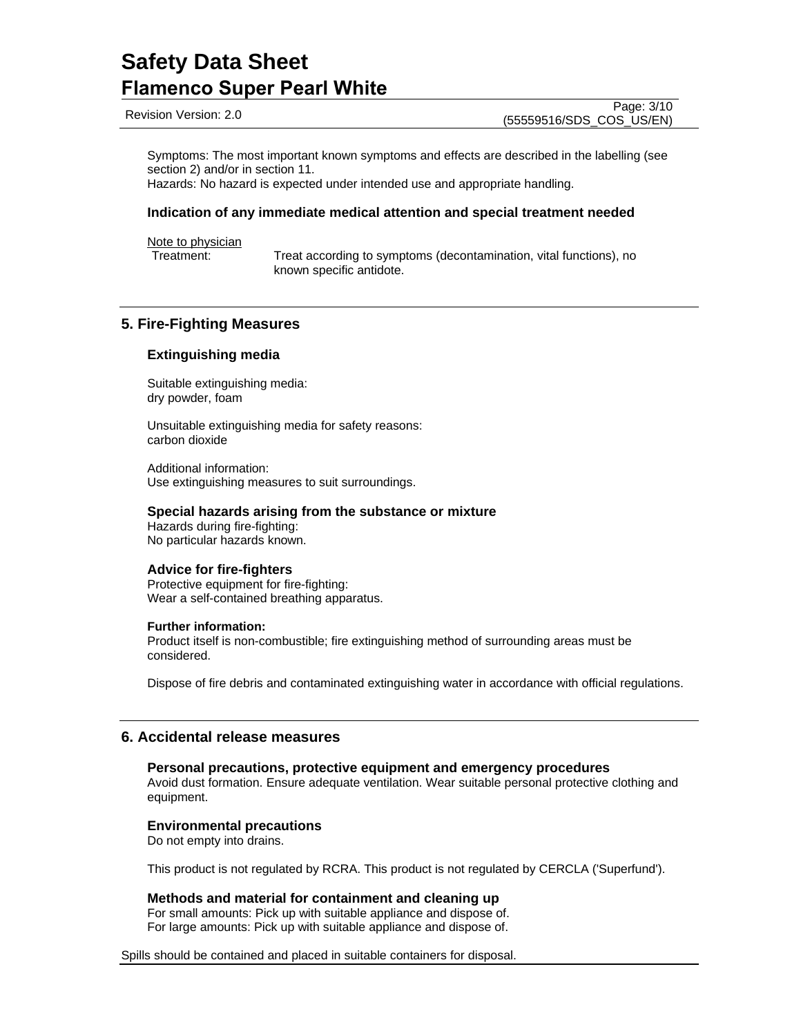Symptoms: The most important known symptoms and effects are described in the labelling (see section 2) and/or in section 11.
Hazards: No hazard is expected under intended use and appropriate handling.

### Indication of any immediate medical attention and special treatment needed

Note to physician
Treatment: Treat according to symptoms (decontamination, vital functions), no known specific antidote.

## 5. Fire-Fighting Measures

### Extinguishing media

Suitable extinguishing media:
dry powder, foam

Unsuitable extinguishing media for safety reasons:
carbon dioxide

Additional information:
Use extinguishing measures to suit surroundings.

### Special hazards arising from the substance or mixture

Hazards during fire-fighting:
No particular hazards known.

### Advice for fire-fighters

Protective equipment for fire-fighting:
Wear a self-contained breathing apparatus.

**Further information:**
Product itself is non-combustible; fire extinguishing method of surrounding areas must be considered.

Dispose of fire debris and contaminated extinguishing water in accordance with official regulations.

## 6. Accidental release measures

### Personal precautions, protective equipment and emergency procedures

Avoid dust formation. Ensure adequate ventilation. Wear suitable personal protective clothing and equipment.

### Environmental precautions

Do not empty into drains.

This product is not regulated by RCRA. This product is not regulated by CERCLA ('Superfund').

### Methods and material for containment and cleaning up

For small amounts: Pick up with suitable appliance and dispose of.
For large amounts: Pick up with suitable appliance and dispose of.

Spills should be contained and placed in suitable containers for disposal.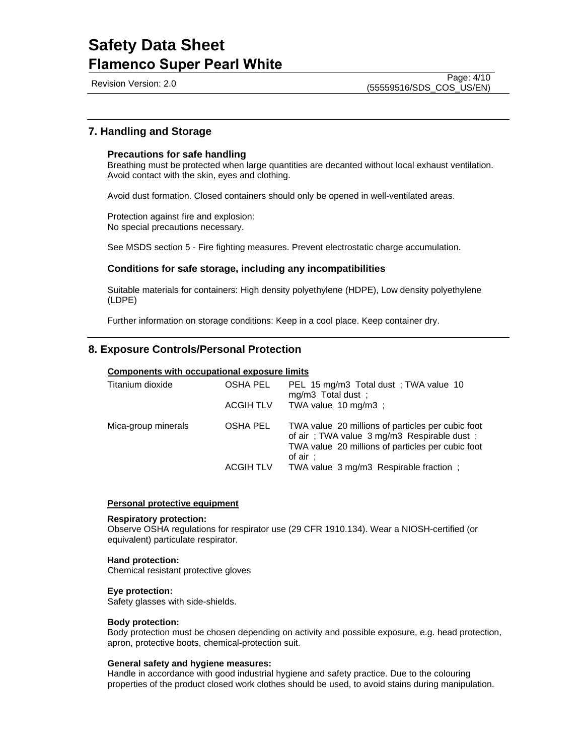## 7. Handling and Storage

### Precautions for safe handling

Breathing must be protected when large quantities are decanted without local exhaust ventilation. Avoid contact with the skin, eyes and clothing.

Avoid dust formation. Closed containers should only be opened in well-ventilated areas.

Protection against fire and explosion:
No special precautions necessary.

See MSDS section 5 - Fire fighting measures. Prevent electrostatic charge accumulation.

### Conditions for safe storage, including any incompatibilities

Suitable materials for containers: High density polyethylene (HDPE), Low density polyethylene (LDPE)

Further information on storage conditions: Keep in a cool place. Keep container dry.

## 8. Exposure Controls/Personal Protection

**Components with occupational exposure limits**

| | | |
|---|---|---|
| Titanium dioxide | OSHA PEL | PEL 15 mg/m3 Total dust ; TWA value 10 mg/m3 Total dust ; |
| | ACGIH TLV | TWA value 10 mg/m3 ; |
| Mica-group minerals | OSHA PEL | TWA value 20 millions of particles per cubic foot of air ; TWA value 3 mg/m3 Respirable dust ; TWA value 20 millions of particles per cubic foot of air ; |
| | ACGIH TLV | TWA value 3 mg/m3 Respirable fraction ; |

**Personal protective equipment**

**Respiratory protection:**
Observe OSHA regulations for respirator use (29 CFR 1910.134). Wear a NIOSH-certified (or equivalent) particulate respirator.

**Hand protection:**
Chemical resistant protective gloves

**Eye protection:**
Safety glasses with side-shields.

**Body protection:**
Body protection must be chosen depending on activity and possible exposure, e.g. head protection, apron, protective boots, chemical-protection suit.

**General safety and hygiene measures:**
Handle in accordance with good industrial hygiene and safety practice. Due to the colouring properties of the product closed work clothes should be used, to avoid stains during manipulation.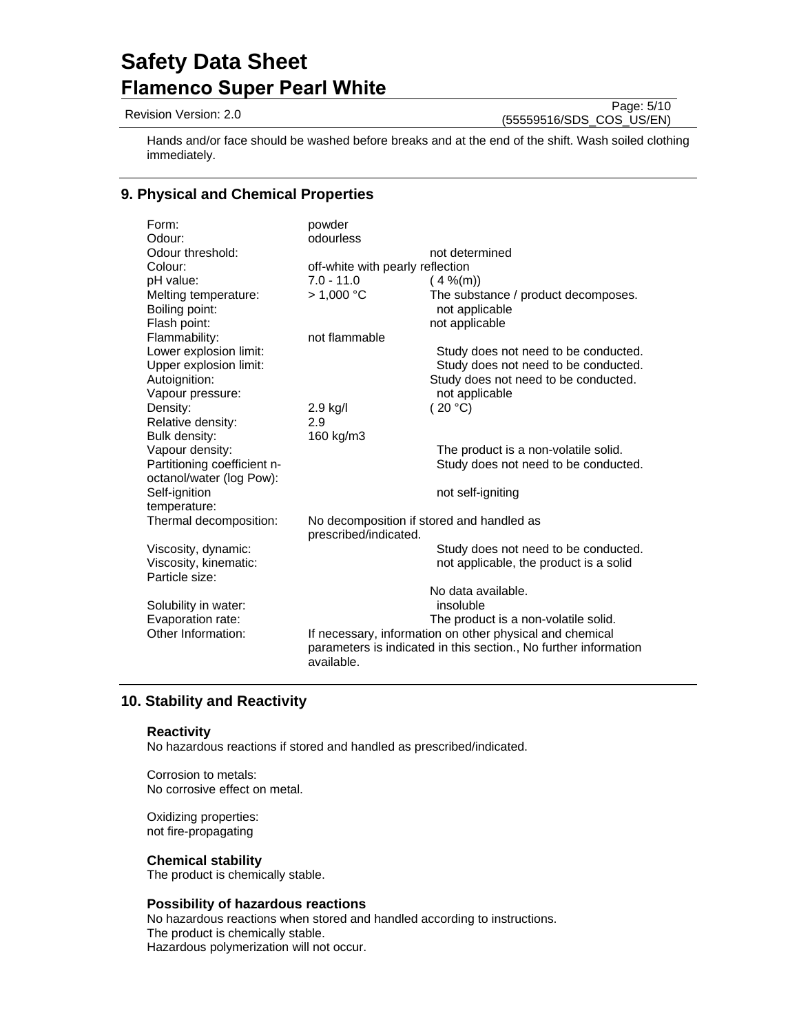Hands and/or face should be washed before breaks and at the end of the shift. Wash soiled clothing immediately.

## 9. Physical and Chemical Properties

| | | |
|---|---|---|
| Form: | powder | |
| Odour: | odourless | |
| Odour threshold: | | not determined |
| Colour: | off-white with pearly reflection | |
| pH value: | 7.0 - 11.0 | ( 4 %(m)) |
| Melting temperature: | > 1,000 °C | The substance / product decomposes. |
| Boiling point: | | not applicable |
| Flash point: | | not applicable |
| Flammability: | not flammable | |
| Lower explosion limit: | | Study does not need to be conducted. |
| Upper explosion limit: | | Study does not need to be conducted. |
| Autoignition: | | Study does not need to be conducted. |
| Vapour pressure: | | not applicable |
| Density: | 2.9 kg/l | ( 20 °C) |
| Relative density: | 2.9 | |
| Bulk density: | 160 kg/m3 | |
| Vapour density: | | The product is a non-volatile solid. |
| Partitioning coefficient n-octanol/water (log Pow): | | Study does not need to be conducted. |
| Self-ignition temperature: | | not self-igniting |
| Thermal decomposition: | No decomposition if stored and handled as prescribed/indicated. | |
| Viscosity, dynamic: | | Study does not need to be conducted. |
| Viscosity, kinematic: | | not applicable, the product is a solid |
| Particle size: | | No data available. |
| Solubility in water: | | insoluble |
| Evaporation rate: | | The product is a non-volatile solid. |
| Other Information: | If necessary, information on other physical and chemical parameters is indicated in this section., No further information available. | |

## 10. Stability and Reactivity

### Reactivity

No hazardous reactions if stored and handled as prescribed/indicated.

Corrosion to metals:
No corrosive effect on metal.

Oxidizing properties:
not fire-propagating

### Chemical stability

The product is chemically stable.

### Possibility of hazardous reactions

No hazardous reactions when stored and handled according to instructions.
The product is chemically stable.
Hazardous polymerization will not occur.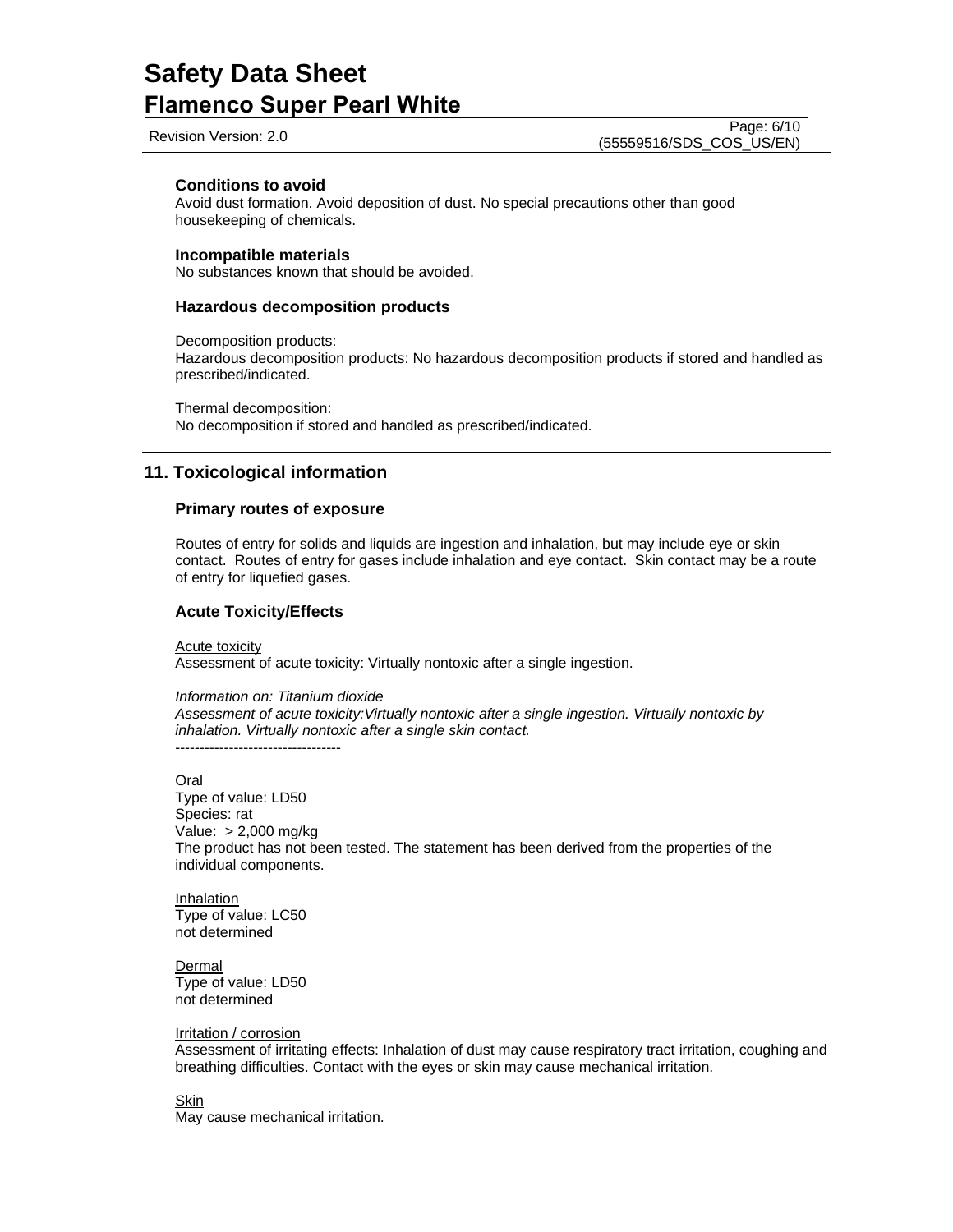### Conditions to avoid

Avoid dust formation. Avoid deposition of dust. No special precautions other than good housekeeping of chemicals.

### Incompatible materials

No substances known that should be avoided.

### Hazardous decomposition products

Decomposition products:
Hazardous decomposition products: No hazardous decomposition products if stored and handled as prescribed/indicated.

Thermal decomposition:
No decomposition if stored and handled as prescribed/indicated.

## 11. Toxicological information

### Primary routes of exposure

Routes of entry for solids and liquids are ingestion and inhalation, but may include eye or skin contact. Routes of entry for gases include inhalation and eye contact. Skin contact may be a route of entry for liquefied gases.

### Acute Toxicity/Effects

Acute toxicity
Assessment of acute toxicity: Virtually nontoxic after a single ingestion.

*Information on: Titanium dioxide*
*Assessment of acute toxicity:Virtually nontoxic after a single ingestion. Virtually nontoxic by inhalation. Virtually nontoxic after a single skin contact.*
----------------------------------

Oral
Type of value: LD50
Species: rat
Value: > 2,000 mg/kg
The product has not been tested. The statement has been derived from the properties of the individual components.

Inhalation
Type of value: LC50
not determined

Dermal
Type of value: LD50
not determined

Irritation / corrosion
Assessment of irritating effects: Inhalation of dust may cause respiratory tract irritation, coughing and breathing difficulties. Contact with the eyes or skin may cause mechanical irritation.

Skin
May cause mechanical irritation.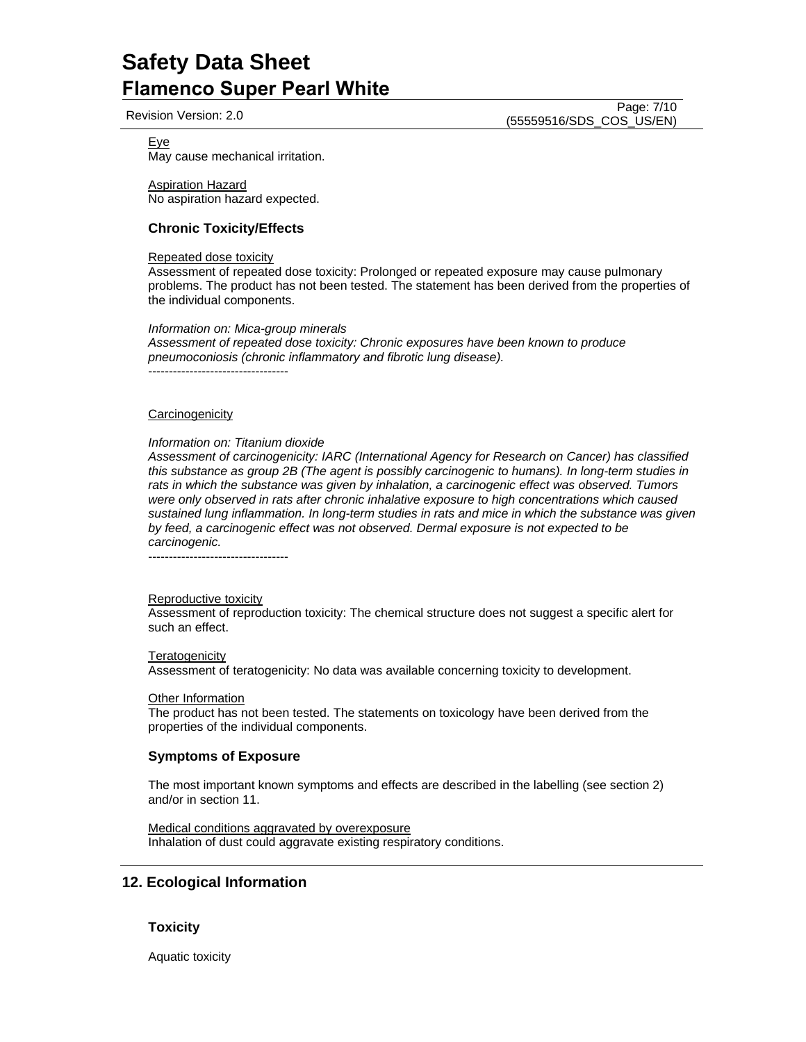Eye
May cause mechanical irritation.

Aspiration Hazard
No aspiration hazard expected.

### Chronic Toxicity/Effects

Repeated dose toxicity
Assessment of repeated dose toxicity: Prolonged or repeated exposure may cause pulmonary problems. The product has not been tested. The statement has been derived from the properties of the individual components.

*Information on: Mica-group minerals*
*Assessment of repeated dose toxicity: Chronic exposures have been known to produce pneumoconiosis (chronic inflammatory and fibrotic lung disease).*
----------------------------------

Carcinogenicity

*Information on: Titanium dioxide*
*Assessment of carcinogenicity: IARC (International Agency for Research on Cancer) has classified this substance as group 2B (The agent is possibly carcinogenic to humans). In long-term studies in rats in which the substance was given by inhalation, a carcinogenic effect was observed. Tumors were only observed in rats after chronic inhalative exposure to high concentrations which caused sustained lung inflammation. In long-term studies in rats and mice in which the substance was given by feed, a carcinogenic effect was not observed. Dermal exposure is not expected to be carcinogenic.*
----------------------------------

Reproductive toxicity
Assessment of reproduction toxicity: The chemical structure does not suggest a specific alert for such an effect.

Teratogenicity
Assessment of teratogenicity: No data was available concerning toxicity to development.

Other Information
The product has not been tested. The statements on toxicology have been derived from the properties of the individual components.

### Symptoms of Exposure

The most important known symptoms and effects are described in the labelling (see section 2) and/or in section 11.

Medical conditions aggravated by overexposure
Inhalation of dust could aggravate existing respiratory conditions.

## 12. Ecological Information

### Toxicity

Aquatic toxicity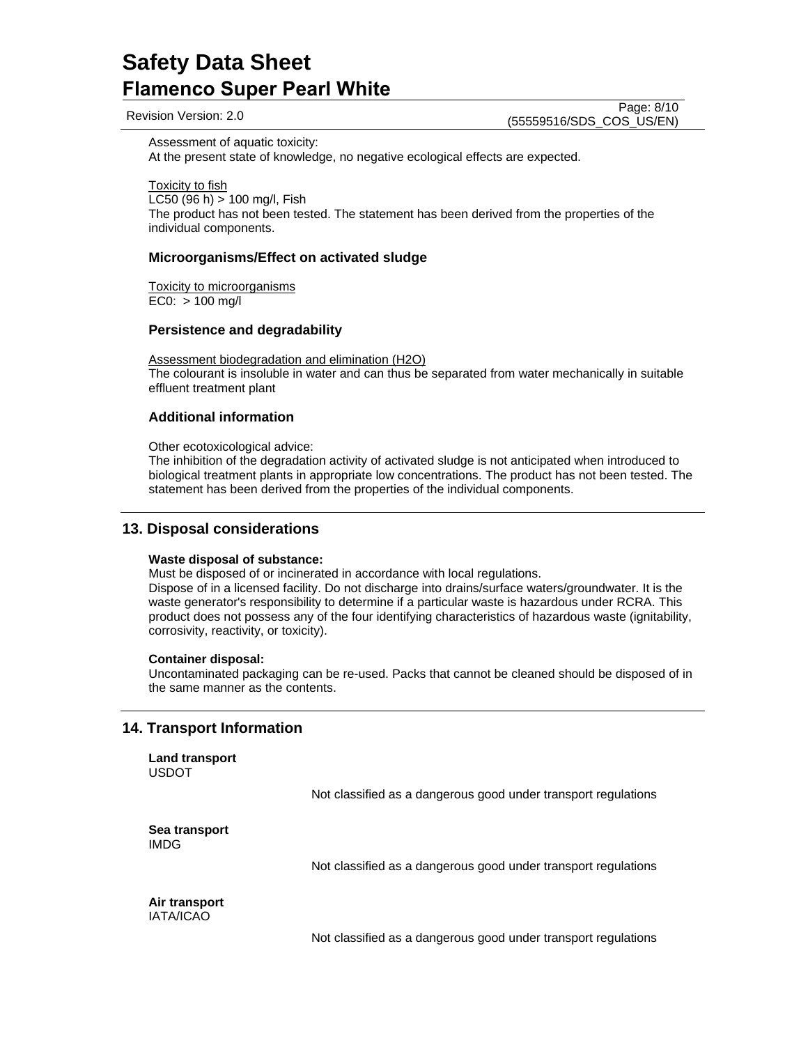Assessment of aquatic toxicity:
At the present state of knowledge, no negative ecological effects are expected.

Toxicity to fish
LC50 (96 h) > 100 mg/l, Fish
The product has not been tested. The statement has been derived from the properties of the individual components.

### Microorganisms/Effect on activated sludge

Toxicity to microorganisms
EC0: > 100 mg/l

### Persistence and degradability

Assessment biodegradation and elimination (H2O)
The colourant is insoluble in water and can thus be separated from water mechanically in suitable effluent treatment plant

### Additional information

Other ecotoxicological advice:
The inhibition of the degradation activity of activated sludge is not anticipated when introduced to biological treatment plants in appropriate low concentrations. The product has not been tested. The statement has been derived from the properties of the individual components.

## 13. Disposal considerations

**Waste disposal of substance:**
Must be disposed of or incinerated in accordance with local regulations.
Dispose of in a licensed facility. Do not discharge into drains/surface waters/groundwater. It is the waste generator's responsibility to determine if a particular waste is hazardous under RCRA. This product does not possess any of the four identifying characteristics of hazardous waste (ignitability, corrosivity, reactivity, or toxicity).

**Container disposal:**
Uncontaminated packaging can be re-used. Packs that cannot be cleaned should be disposed of in the same manner as the contents.

## 14. Transport Information

**Land transport**
USDOT

Not classified as a dangerous good under transport regulations

**Sea transport**
IMDG

Not classified as a dangerous good under transport regulations

**Air transport**
IATA/ICAO

Not classified as a dangerous good under transport regulations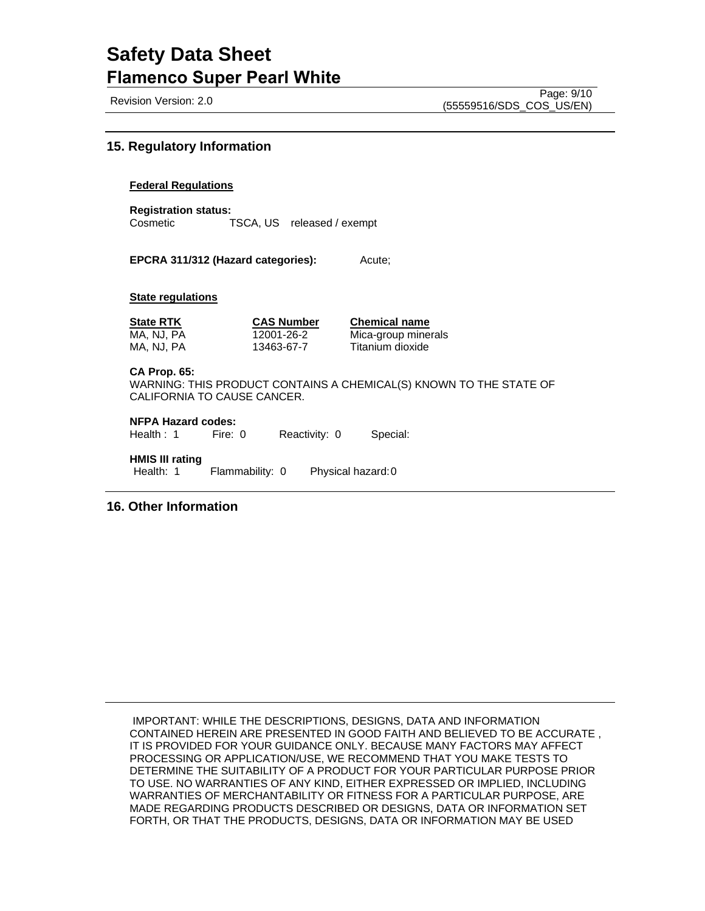## 15. Regulatory Information

**Federal Regulations**

**Registration status:**
Cosmetic TSCA, US released / exempt

**EPCRA 311/312 (Hazard categories):** Acute;

**State regulations**

| State RTK | CAS Number | Chemical name |
|---|---|---|
| MA, NJ, PA | 12001-26-2 | Mica-group minerals |
| MA, NJ, PA | 13463-67-7 | Titanium dioxide |

**CA Prop. 65:**
WARNING: THIS PRODUCT CONTAINS A CHEMICAL(S) KNOWN TO THE STATE OF CALIFORNIA TO CAUSE CANCER.

**NFPA Hazard codes:**
Health : 1 Fire: 0 Reactivity: 0 Special:

**HMIS III rating**
Health: 1 Flammability: 0 Physical hazard: 0

## 16. Other Information

IMPORTANT: WHILE THE DESCRIPTIONS, DESIGNS, DATA AND INFORMATION CONTAINED HEREIN ARE PRESENTED IN GOOD FAITH AND BELIEVED TO BE ACCURATE , IT IS PROVIDED FOR YOUR GUIDANCE ONLY. BECAUSE MANY FACTORS MAY AFFECT PROCESSING OR APPLICATION/USE, WE RECOMMEND THAT YOU MAKE TESTS TO DETERMINE THE SUITABILITY OF A PRODUCT FOR YOUR PARTICULAR PURPOSE PRIOR TO USE. NO WARRANTIES OF ANY KIND, EITHER EXPRESSED OR IMPLIED, INCLUDING WARRANTIES OF MERCHANTABILITY OR FITNESS FOR A PARTICULAR PURPOSE, ARE MADE REGARDING PRODUCTS DESCRIBED OR DESIGNS, DATA OR INFORMATION SET FORTH, OR THAT THE PRODUCTS, DESIGNS, DATA OR INFORMATION MAY BE USED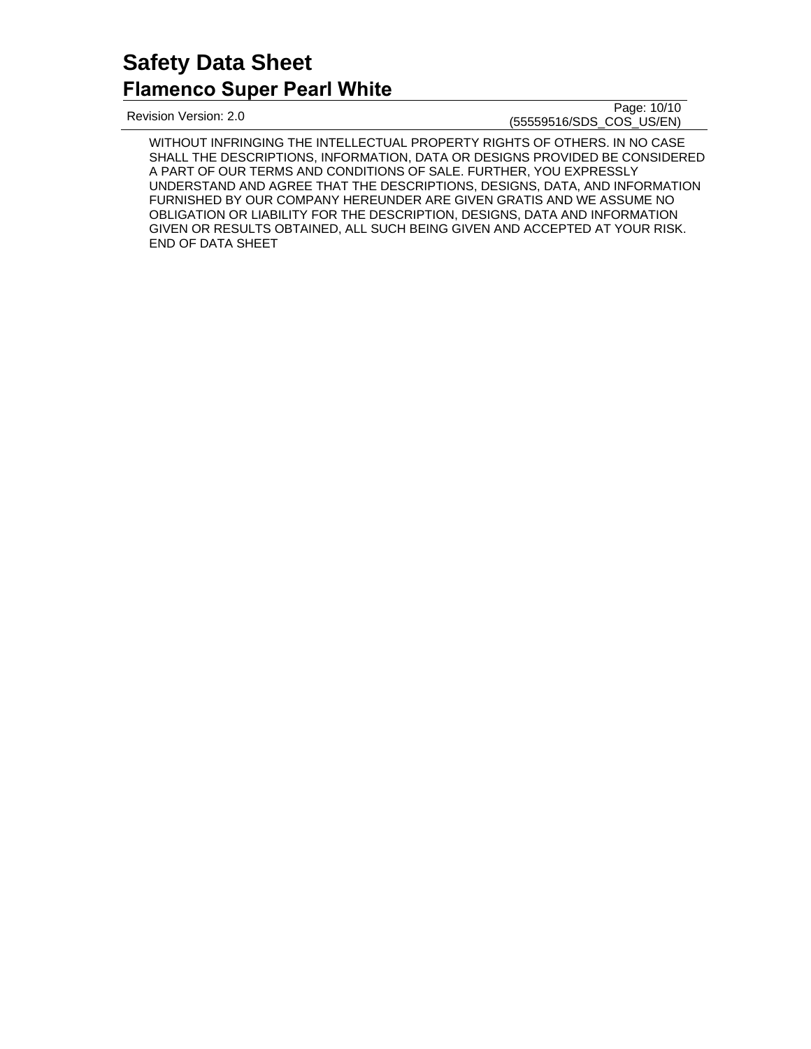WITHOUT INFRINGING THE INTELLECTUAL PROPERTY RIGHTS OF OTHERS. IN NO CASE SHALL THE DESCRIPTIONS, INFORMATION, DATA OR DESIGNS PROVIDED BE CONSIDERED A PART OF OUR TERMS AND CONDITIONS OF SALE. FURTHER, YOU EXPRESSLY UNDERSTAND AND AGREE THAT THE DESCRIPTIONS, DESIGNS, DATA, AND INFORMATION FURNISHED BY OUR COMPANY HEREUNDER ARE GIVEN GRATIS AND WE ASSUME NO OBLIGATION OR LIABILITY FOR THE DESCRIPTION, DESIGNS, DATA AND INFORMATION GIVEN OR RESULTS OBTAINED, ALL SUCH BEING GIVEN AND ACCEPTED AT YOUR RISK.

END OF DATA SHEET